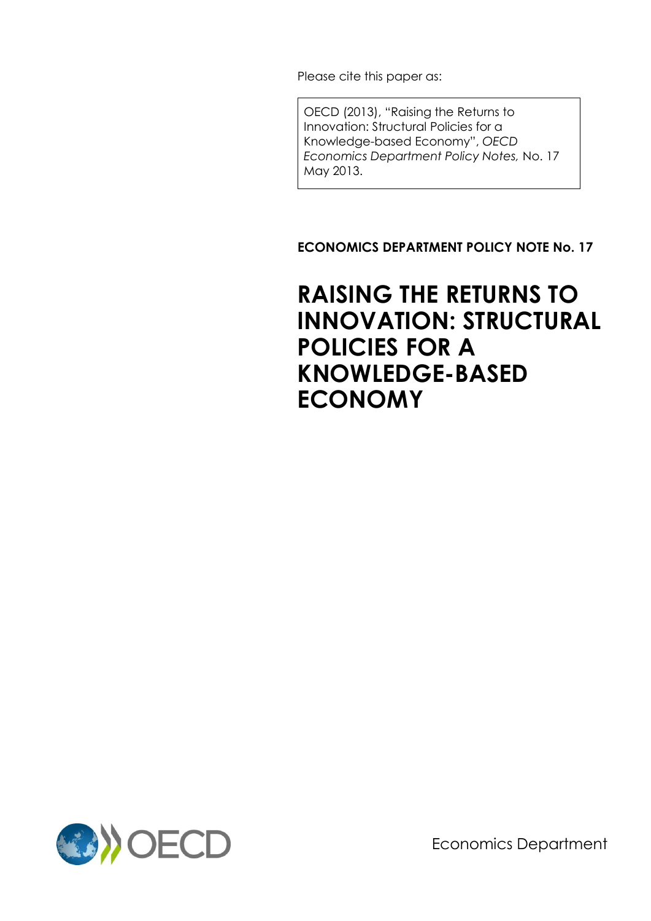Please cite this paper as:

OECD (2013), "Raising the Returns to Innovation: Structural Policies for a Knowledge-based Economy", *OECD Economics Department Policy Notes,* No. 17 May 2013.

**ECONOMICS DEPARTMENT POLICY NOTE No. 17**

# RAISING THE RETURNS TO INNOVATION: STRUCTURAL POLICIES FOR A KNOWLEDGE-BASED ECONOMY

OECD

Economics Department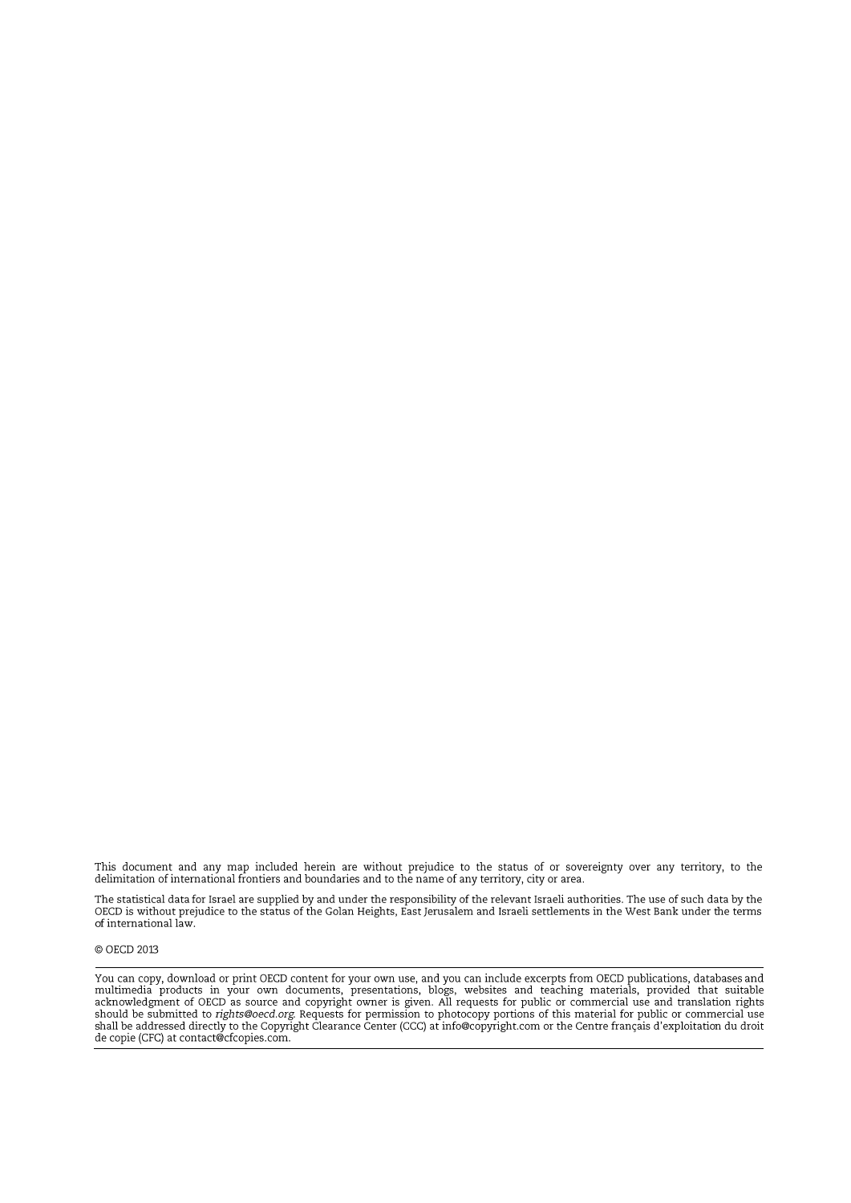This document and any map included herein are without prejudice to the status of or sovereignty over any territory, to the delimitation of international frontiers and boundaries and to the name of any territory, city or area.

The statistical data for Israel are supplied by and under the responsibility of the relevant Israeli authorities. The use of such data by the OECD is without prejudice to the status of the Golan Heights, East Jerusalem and Israeli settlements in the West Bank under the terms of international law.

© OECD 2013

---

You can copy, download or print OECD content for your own use, and you can include excerpts from OECD publications, databases and multimedia products in your own documents, presentations, blogs, websites and teaching materials, provided that suitable acknowledgment of OECD as source and copyright owner is given. All requests for public or commercial use and translation rights should be submitted to *rights@oecd.org*. Requests for permission to photocopy portions of this material for public or commercial use shall be addressed directly to the Copyright Clearance Center (CCC) at info@copyright.com or the Centre français d'exploitation du droit de copie (CFC) at contact@cfcopies.com.

---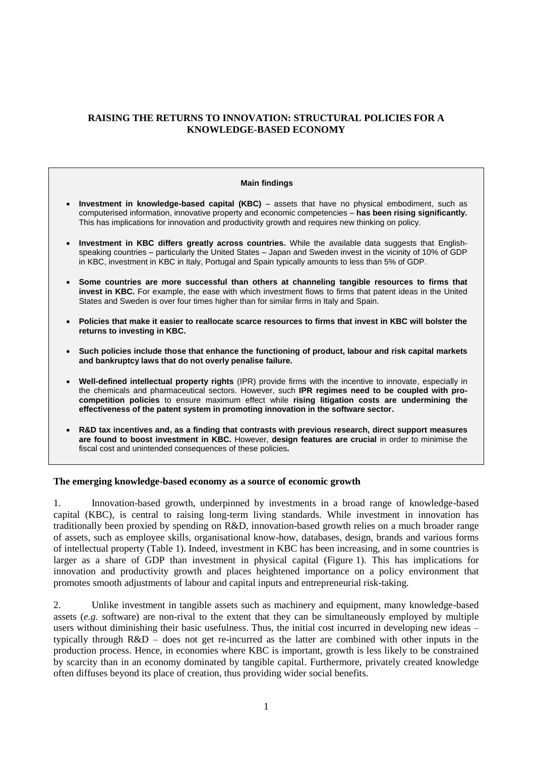## RAISING THE RETURNS TO INNOVATION: STRUCTURAL POLICIES FOR A KNOWLEDGE-BASED ECONOMY

**Main findings**

- **Investment in knowledge-based capital (KBC)** – assets that have no physical embodiment, such as computerised information, innovative property and economic competencies – **has been rising significantly.** This has implications for innovation and productivity growth and requires new thinking on policy.

- **Investment in KBC differs greatly across countries.** While the available data suggests that English-speaking countries – particularly the United States – Japan and Sweden invest in the vicinity of 10% of GDP in KBC, investment in KBC in Italy, Portugal and Spain typically amounts to less than 5% of GDP.

- **Some countries are more successful than others at channeling tangible resources to firms that invest in KBC.** For example, the ease with which investment flows to firms that patent ideas in the United States and Sweden is over four times higher than for similar firms in Italy and Spain.

- **Policies that make it easier to reallocate scarce resources to firms that invest in KBC will bolster the returns to investing in KBC.**

- **Such policies include those that enhance the functioning of product, labour and risk capital markets and bankruptcy laws that do not overly penalise failure.**

- **Well-defined intellectual property rights** (IPR) provide firms with the incentive to innovate, especially in the chemicals and pharmaceutical sectors. However, such **IPR regimes need to be coupled with pro-competition policies** to ensure maximum effect while **rising litigation costs are undermining the effectiveness of the patent system in promoting innovation in the software sector.**

- **R&D tax incentives and, as a finding that contrasts with previous research, direct support measures are found to boost investment in KBC.** However, **design features are crucial** in order to minimise the fiscal cost and unintended consequences of these policies**.**

### The emerging knowledge-based economy as a source of economic growth

1. Innovation-based growth, underpinned by investments in a broad range of knowledge-based capital (KBC), is central to raising long-term living standards. While investment in innovation has traditionally been proxied by spending on R&D, innovation-based growth relies on a much broader range of assets, such as employee skills, organisational know-how, databases, design, brands and various forms of intellectual property (Table 1). Indeed, investment in KBC has been increasing, and in some countries is larger as a share of GDP than investment in physical capital (Figure 1). This has implications for innovation and productivity growth and places heightened importance on a policy environment that promotes smooth adjustments of labour and capital inputs and entrepreneurial risk-taking.

2. Unlike investment in tangible assets such as machinery and equipment, many knowledge-based assets (*e.g.* software) are non-rival to the extent that they can be simultaneously employed by multiple users without diminishing their basic usefulness. Thus, the initial cost incurred in developing new ideas – typically through R&D – does not get re-incurred as the latter are combined with other inputs in the production process. Hence, in economies where KBC is important, growth is less likely to be constrained by scarcity than in an economy dominated by tangible capital. Furthermore, privately created knowledge often diffuses beyond its place of creation, thus providing wider social benefits.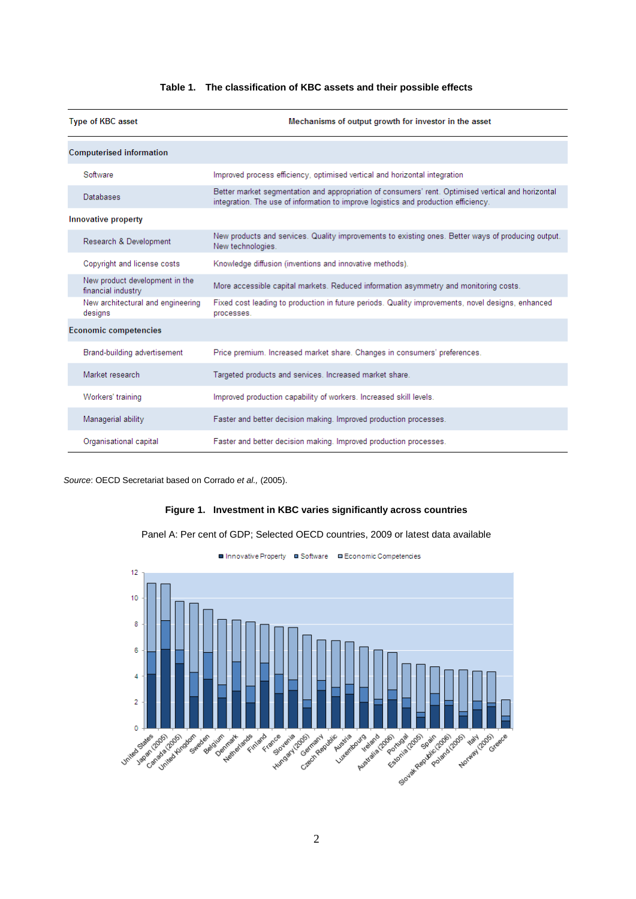**Table 1. The classification of KBC assets and their possible effects**

| Type of KBC asset | Mechanisms of output growth for investor in the asset |
|---|---|
| **Computerised information** | |
| Software | Improved process efficiency, optimised vertical and horizontal integration |
| Databases | Better market segmentation and appropriation of consumers' rent. Optimised vertical and horizontal integration. The use of information to improve logistics and production efficiency. |
| **Innovative property** | |
| Research & Development | New products and services. Quality improvements to existing ones. Better ways of producing output. New technologies. |
| Copyright and license costs | Knowledge diffusion (inventions and innovative methods). |
| New product development in the financial industry | More accessible capital markets. Reduced information asymmetry and monitoring costs. |
| New architectural and engineering designs | Fixed cost leading to production in future periods. Quality improvements, novel designs, enhanced processes. |
| **Economic competencies** | |
| Brand-building advertisement | Price premium. Increased market share. Changes in consumers' preferences. |
| Market research | Targeted products and services. Increased market share. |
| Workers' training | Improved production capability of workers. Increased skill levels. |
| Managerial ability | Faster and better decision making. Improved production processes. |
| Organisational capital | Faster and better decision making. Improved production processes. |

*Source*: OECD Secretariat based on Corrado *et al.,* (2005).

**Figure 1. Investment in KBC varies significantly across countries**

Panel A: Per cent of GDP; Selected OECD countries, 2009 or latest data available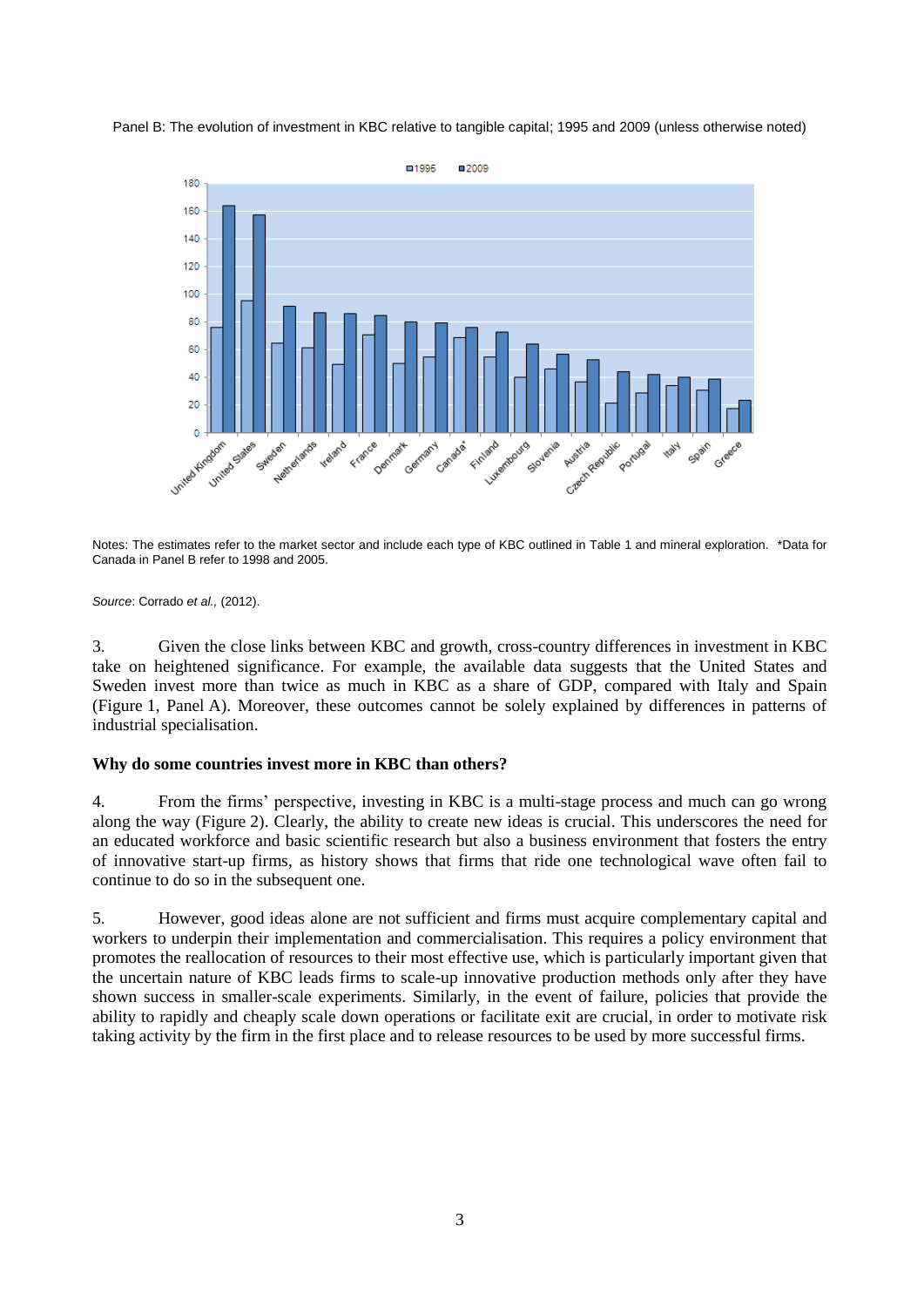Panel B: The evolution of investment in KBC relative to tangible capital; 1995 and 2009 (unless otherwise noted)

Notes: The estimates refer to the market sector and include each type of KBC outlined in Table 1 and mineral exploration. *Data for Canada in Panel B refer to 1998 and 2005.

*Source*: Corrado *et al.,* (2012).

3. Given the close links between KBC and growth, cross-country differences in investment in KBC take on heightened significance. For example, the available data suggests that the United States and Sweden invest more than twice as much in KBC as a share of GDP, compared with Italy and Spain (Figure 1, Panel A). Moreover, these outcomes cannot be solely explained by differences in patterns of industrial specialisation.

**Why do some countries invest more in KBC than others?**

4. From the firms' perspective, investing in KBC is a multi-stage process and much can go wrong along the way (Figure 2). Clearly, the ability to create new ideas is crucial. This underscores the need for an educated workforce and basic scientific research but also a business environment that fosters the entry of innovative start-up firms, as history shows that firms that ride one technological wave often fail to continue to do so in the subsequent one.

5. However, good ideas alone are not sufficient and firms must acquire complementary capital and workers to underpin their implementation and commercialisation. This requires a policy environment that promotes the reallocation of resources to their most effective use, which is particularly important given that the uncertain nature of KBC leads firms to scale-up innovative production methods only after they have shown success in smaller-scale experiments. Similarly, in the event of failure, policies that provide the ability to rapidly and cheaply scale down operations or facilitate exit are crucial, in order to motivate risk taking activity by the firm in the first place and to release resources to be used by more successful firms.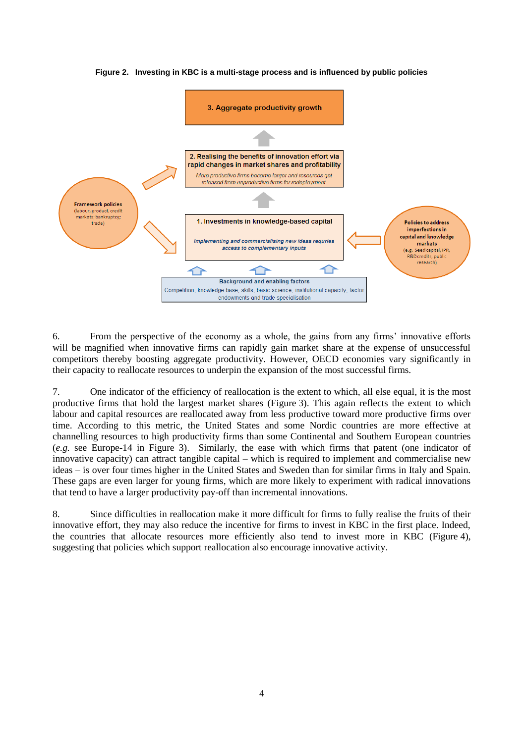**Figure 2. Investing in KBC is a multi-stage process and is influenced by public policies**

3. Aggregate productivity growth

2. Realising the benefits of innovation effort via rapid changes in market shares and profitability

*More productive firms become larger and resources get released from unproductive firms for redeployment*

1. Investments in knowledge-based capital

*Implementing and commercialising new ideas requries access to complementary inputs*

**Framework policies** (labour, product, credit markets; bankruptcy; trade)

**Policies to address imperfections in capital and knowledge markets** (e.g. Seed capital, IPR, R&D credits, public research)

**Background and enabling factors**

Competition, knowledge base, skills, basic science, institutional capacity, factor endowments and trade specialisation

6. From the perspective of the economy as a whole, the gains from any firms' innovative efforts will be magnified when innovative firms can rapidly gain market share at the expense of unsuccessful competitors thereby boosting aggregate productivity. However, OECD economies vary significantly in their capacity to reallocate resources to underpin the expansion of the most successful firms.

7. One indicator of the efficiency of reallocation is the extent to which, all else equal, it is the most productive firms that hold the largest market shares (Figure 3). This again reflects the extent to which labour and capital resources are reallocated away from less productive toward more productive firms over time. According to this metric, the United States and some Nordic countries are more effective at channelling resources to high productivity firms than some Continental and Southern European countries (*e.g.* see Europe-14 in Figure 3). Similarly, the ease with which firms that patent (one indicator of innovative capacity) can attract tangible capital – which is required to implement and commercialise new ideas – is over four times higher in the United States and Sweden than for similar firms in Italy and Spain. These gaps are even larger for young firms, which are more likely to experiment with radical innovations that tend to have a larger productivity pay-off than incremental innovations.

8. Since difficulties in reallocation make it more difficult for firms to fully realise the fruits of their innovative effort, they may also reduce the incentive for firms to invest in KBC in the first place. Indeed, the countries that allocate resources more efficiently also tend to invest more in KBC (Figure 4), suggesting that policies which support reallocation also encourage innovative activity.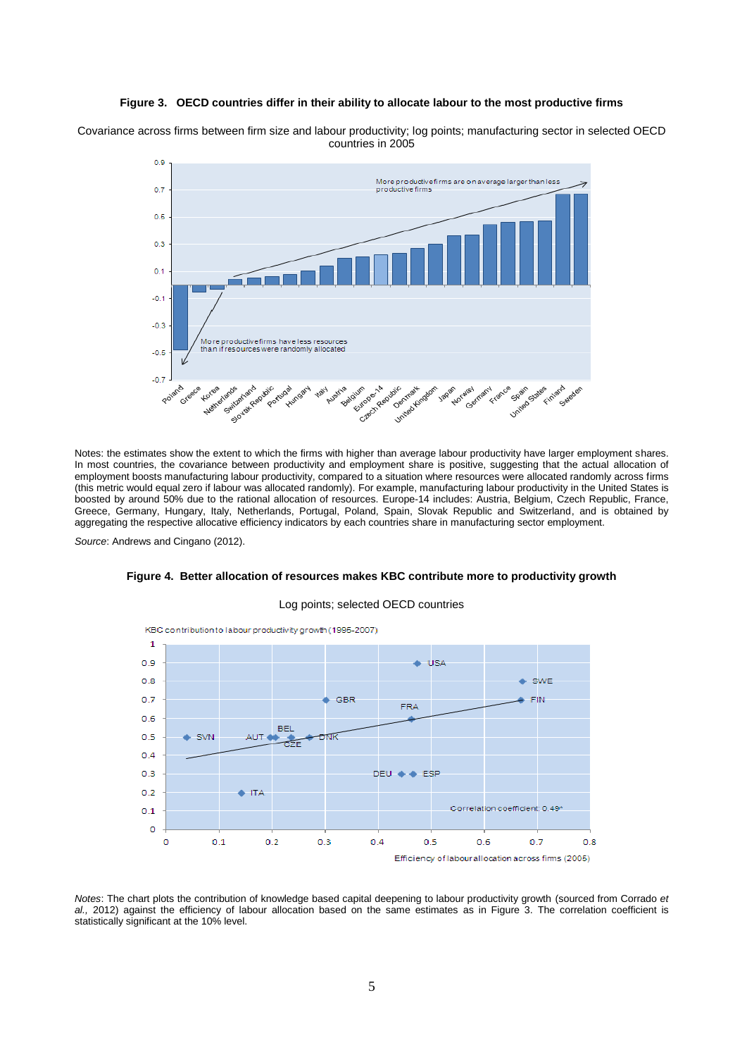**Figure 3. OECD countries differ in their ability to allocate labour to the most productive firms**

Covariance across firms between firm size and labour productivity; log points; manufacturing sector in selected OECD countries in 2005

Notes: the estimates show the extent to which the firms with higher than average labour productivity have larger employment shares. In most countries, the covariance between productivity and employment share is positive, suggesting that the actual allocation of employment boosts manufacturing labour productivity, compared to a situation where resources were allocated randomly across firms (this metric would equal zero if labour was allocated randomly). For example, manufacturing labour productivity in the United States is boosted by around 50% due to the rational allocation of resources. Europe-14 includes: Austria, Belgium, Czech Republic, France, Greece, Germany, Hungary, Italy, Netherlands, Portugal, Poland, Spain, Slovak Republic and Switzerland, and is obtained by aggregating the respective allocative efficiency indicators by each countries share in manufacturing sector employment.

*Source*: Andrews and Cingano (2012).

**Figure 4. Better allocation of resources makes KBC contribute more to productivity growth**

Log points; selected OECD countries

*Notes*: The chart plots the contribution of knowledge based capital deepening to labour productivity growth (sourced from Corrado *et al.*, 2012) against the efficiency of labour allocation based on the same estimates as in Figure 3. The correlation coefficient is statistically significant at the 10% level.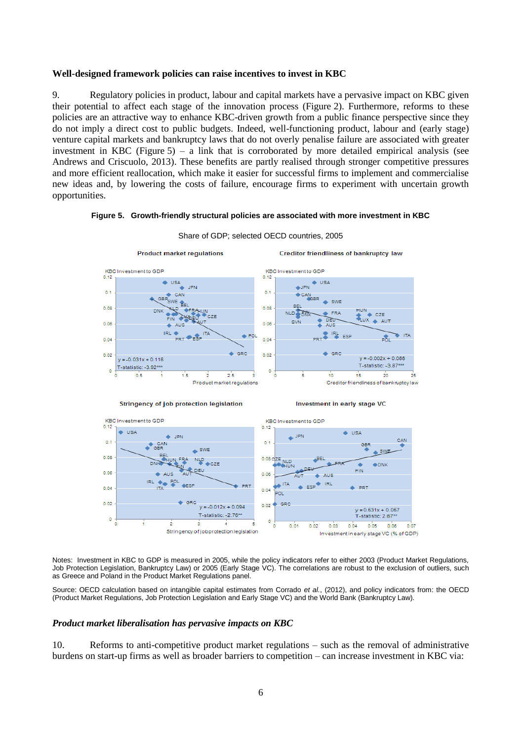**Well-designed framework policies can raise incentives to invest in KBC**

9. Regulatory policies in product, labour and capital markets have a pervasive impact on KBC given their potential to affect each stage of the innovation process (Figure 2). Furthermore, reforms to these policies are an attractive way to enhance KBC-driven growth from a public finance perspective since they do not imply a direct cost to public budgets. Indeed, well-functioning product, labour and (early stage) venture capital markets and bankruptcy laws that do not overly penalise failure are associated with greater investment in KBC (Figure 5) – a link that is corroborated by more detailed empirical analysis (see Andrews and Criscuolo, 2013). These benefits are partly realised through stronger competitive pressures and more efficient reallocation, which make it easier for successful firms to implement and commercialise new ideas and, by lowering the costs of failure, encourage firms to experiment with uncertain growth opportunities.

**Figure 5. Growth-friendly structural policies are associated with more investment in KBC**

Share of GDP; selected OECD countries, 2005

Notes: Investment in KBC to GDP is measured in 2005, while the policy indicators refer to either 2003 (Product Market Regulations, Job Protection Legislation, Bankruptcy Law) or 2005 (Early Stage VC). The correlations are robust to the exclusion of outliers, such as Greece and Poland in the Product Market Regulations panel.

Source: OECD calculation based on intangible capital estimates from Corrado *et al.*, (2012), and policy indicators from: the OECD (Product Market Regulations, Job Protection Legislation and Early Stage VC) and the World Bank (Bankruptcy Law).

***Product market liberalisation has pervasive impacts on KBC***

10. Reforms to anti-competitive product market regulations – such as the removal of administrative burdens on start-up firms as well as broader barriers to competition – can increase investment in KBC via: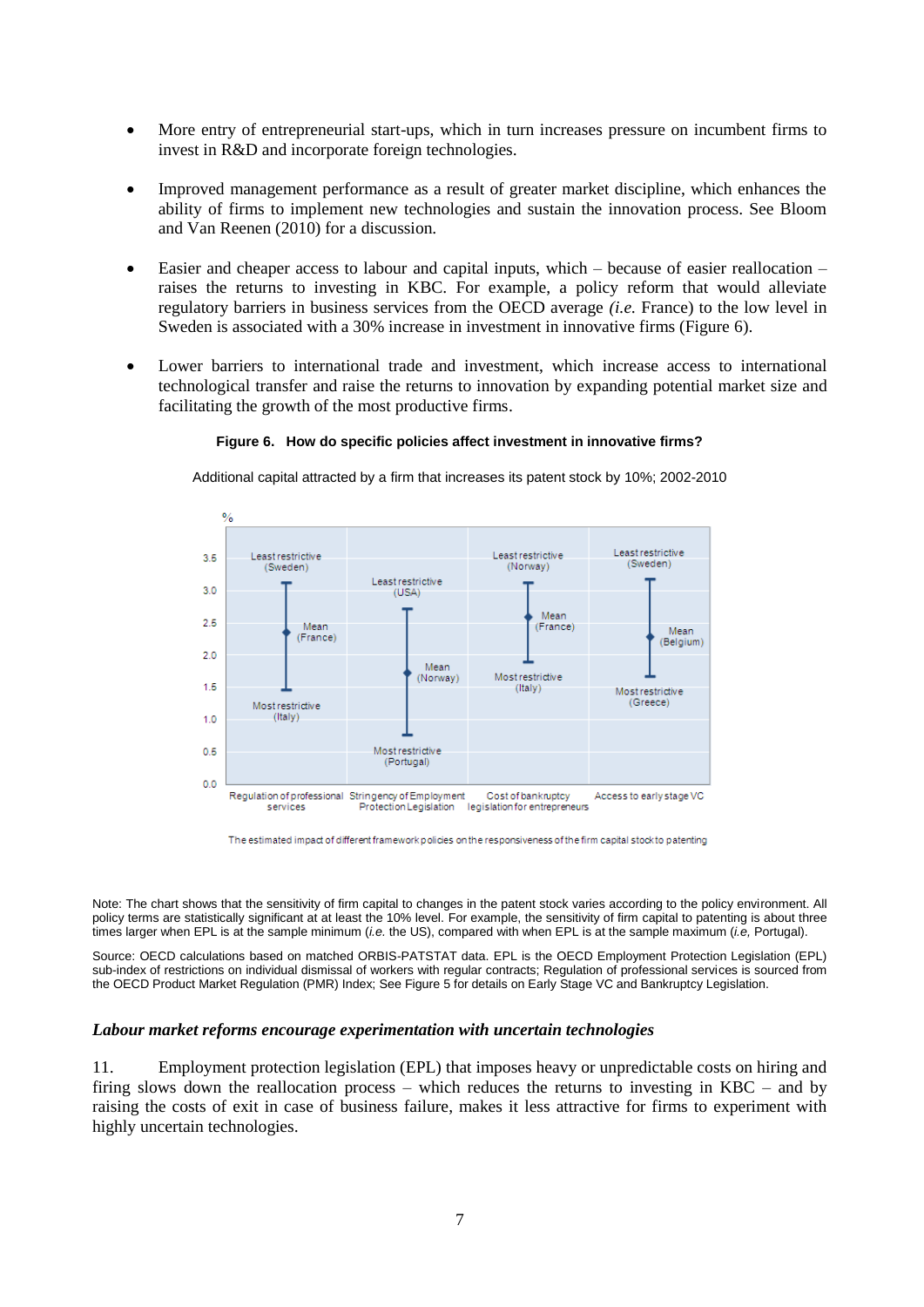- More entry of entrepreneurial start-ups, which in turn increases pressure on incumbent firms to invest in R&D and incorporate foreign technologies.

- Improved management performance as a result of greater market discipline, which enhances the ability of firms to implement new technologies and sustain the innovation process. See Bloom and Van Reenen (2010) for a discussion.

- Easier and cheaper access to labour and capital inputs, which – because of easier reallocation – raises the returns to investing in KBC. For example, a policy reform that would alleviate regulatory barriers in business services from the OECD average *(i.e.* France) to the low level in Sweden is associated with a 30% increase in investment in innovative firms (Figure 6).

- Lower barriers to international trade and investment, which increase access to international technological transfer and raise the returns to innovation by expanding potential market size and facilitating the growth of the most productive firms.

**Figure 6. How do specific policies affect investment in innovative firms?**

Additional capital attracted by a firm that increases its patent stock by 10%; 2002-2010

| Policy | Least restrictive | Mean | Most restrictive |
|---|---|---|---|
| Regulation of professional services | Sweden | France | Italy |
| Stringency of Employment Protection Legislation | USA | Norway | Portugal |
| Cost of bankruptcy legislation for entrepreneurs | Norway | France | Italy |
| Access to early stage VC | Sweden | Belgium | Greece |

The estimated impact of different framework policies on the responsiveness of the firm capital stock to patenting

Note: The chart shows that the sensitivity of firm capital to changes in the patent stock varies according to the policy environment. All policy terms are statistically significant at at least the 10% level. For example, the sensitivity of firm capital to patenting is about three times larger when EPL is at the sample minimum (*i.e.* the US), compared with when EPL is at the sample maximum (*i.e,* Portugal).

Source: OECD calculations based on matched ORBIS-PATSTAT data. EPL is the OECD Employment Protection Legislation (EPL) sub-index of restrictions on individual dismissal of workers with regular contracts; Regulation of professional services is sourced from the OECD Product Market Regulation (PMR) Index; See Figure 5 for details on Early Stage VC and Bankruptcy Legislation.

### *Labour market reforms encourage experimentation with uncertain technologies*

11. Employment protection legislation (EPL) that imposes heavy or unpredictable costs on hiring and firing slows down the reallocation process – which reduces the returns to investing in KBC – and by raising the costs of exit in case of business failure, makes it less attractive for firms to experiment with highly uncertain technologies.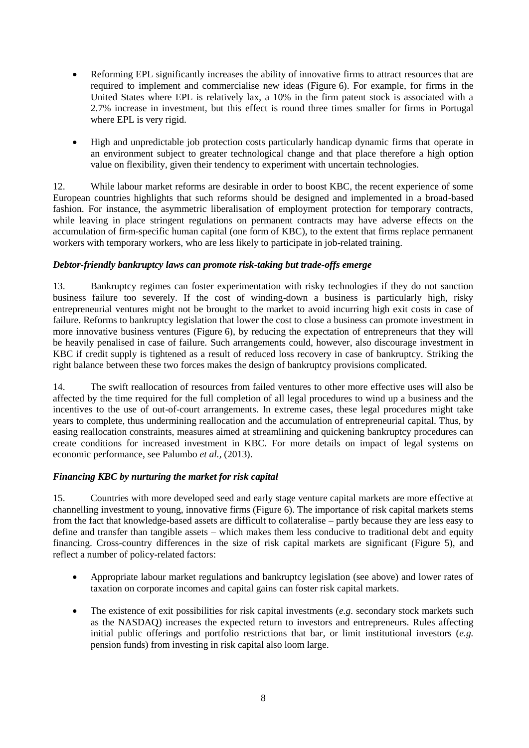- Reforming EPL significantly increases the ability of innovative firms to attract resources that are required to implement and commercialise new ideas (Figure 6). For example, for firms in the United States where EPL is relatively lax, a 10% in the firm patent stock is associated with a 2.7% increase in investment, but this effect is round three times smaller for firms in Portugal where EPL is very rigid.

- High and unpredictable job protection costs particularly handicap dynamic firms that operate in an environment subject to greater technological change and that place therefore a high option value on flexibility, given their tendency to experiment with uncertain technologies.

12. While labour market reforms are desirable in order to boost KBC, the recent experience of some European countries highlights that such reforms should be designed and implemented in a broad-based fashion. For instance, the asymmetric liberalisation of employment protection for temporary contracts, while leaving in place stringent regulations on permanent contracts may have adverse effects on the accumulation of firm-specific human capital (one form of KBC), to the extent that firms replace permanent workers with temporary workers, who are less likely to participate in job-related training.

### *Debtor-friendly bankruptcy laws can promote risk-taking but trade-offs emerge*

13. Bankruptcy regimes can foster experimentation with risky technologies if they do not sanction business failure too severely. If the cost of winding-down a business is particularly high, risky entrepreneurial ventures might not be brought to the market to avoid incurring high exit costs in case of failure. Reforms to bankruptcy legislation that lower the cost to close a business can promote investment in more innovative business ventures (Figure 6), by reducing the expectation of entrepreneurs that they will be heavily penalised in case of failure. Such arrangements could, however, also discourage investment in KBC if credit supply is tightened as a result of reduced loss recovery in case of bankruptcy. Striking the right balance between these two forces makes the design of bankruptcy provisions complicated.

14. The swift reallocation of resources from failed ventures to other more effective uses will also be affected by the time required for the full completion of all legal procedures to wind up a business and the incentives to the use of out-of-court arrangements. In extreme cases, these legal procedures might take years to complete, thus undermining reallocation and the accumulation of entrepreneurial capital. Thus, by easing reallocation constraints, measures aimed at streamlining and quickening bankruptcy procedures can create conditions for increased investment in KBC. For more details on impact of legal systems on economic performance, see Palumbo *et al.*, (2013).

### *Financing KBC by nurturing the market for risk capital*

15. Countries with more developed seed and early stage venture capital markets are more effective at channelling investment to young, innovative firms (Figure 6). The importance of risk capital markets stems from the fact that knowledge-based assets are difficult to collateralise – partly because they are less easy to define and transfer than tangible assets – which makes them less conducive to traditional debt and equity financing. Cross-country differences in the size of risk capital markets are significant (Figure 5), and reflect a number of policy-related factors:

- Appropriate labour market regulations and bankruptcy legislation (see above) and lower rates of taxation on corporate incomes and capital gains can foster risk capital markets.

- The existence of exit possibilities for risk capital investments (*e.g.* secondary stock markets such as the NASDAQ) increases the expected return to investors and entrepreneurs. Rules affecting initial public offerings and portfolio restrictions that bar, or limit institutional investors (*e.g.* pension funds) from investing in risk capital also loom large.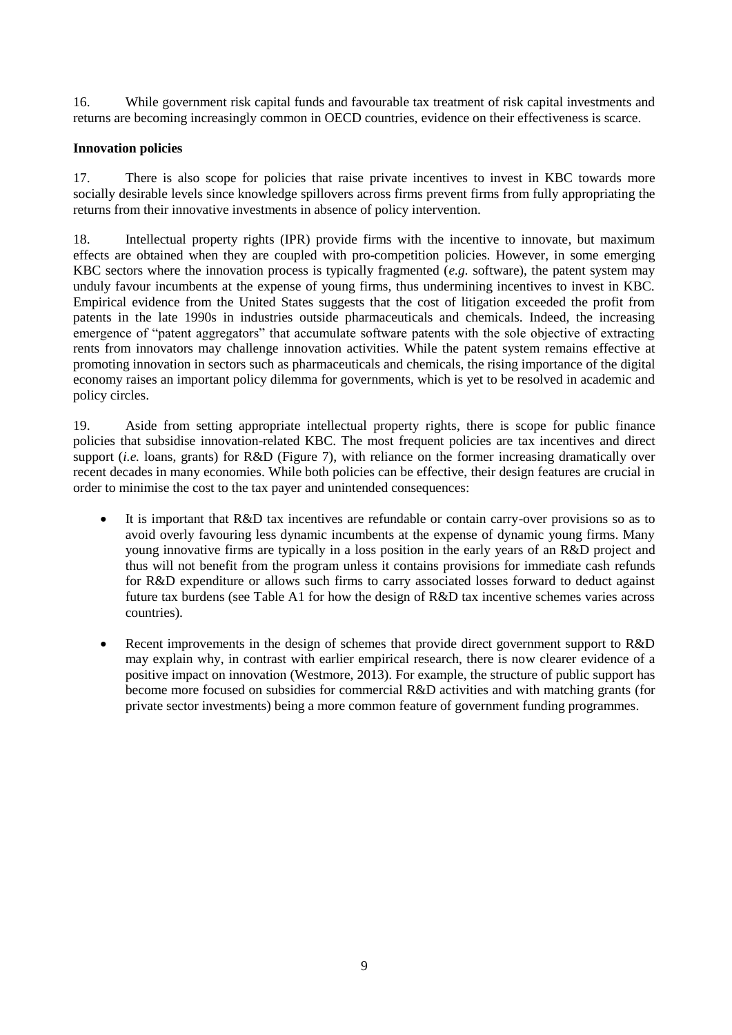16. While government risk capital funds and favourable tax treatment of risk capital investments and returns are becoming increasingly common in OECD countries, evidence on their effectiveness is scarce.

**Innovation policies**

17. There is also scope for policies that raise private incentives to invest in KBC towards more socially desirable levels since knowledge spillovers across firms prevent firms from fully appropriating the returns from their innovative investments in absence of policy intervention.

18. Intellectual property rights (IPR) provide firms with the incentive to innovate, but maximum effects are obtained when they are coupled with pro-competition policies. However, in some emerging KBC sectors where the innovation process is typically fragmented (*e.g.* software), the patent system may unduly favour incumbents at the expense of young firms, thus undermining incentives to invest in KBC. Empirical evidence from the United States suggests that the cost of litigation exceeded the profit from patents in the late 1990s in industries outside pharmaceuticals and chemicals. Indeed, the increasing emergence of "patent aggregators" that accumulate software patents with the sole objective of extracting rents from innovators may challenge innovation activities. While the patent system remains effective at promoting innovation in sectors such as pharmaceuticals and chemicals, the rising importance of the digital economy raises an important policy dilemma for governments, which is yet to be resolved in academic and policy circles.

19. Aside from setting appropriate intellectual property rights, there is scope for public finance policies that subsidise innovation-related KBC. The most frequent policies are tax incentives and direct support (*i.e.* loans, grants) for R&D (Figure 7), with reliance on the former increasing dramatically over recent decades in many economies. While both policies can be effective, their design features are crucial in order to minimise the cost to the tax payer and unintended consequences:

- It is important that R&D tax incentives are refundable or contain carry-over provisions so as to avoid overly favouring less dynamic incumbents at the expense of dynamic young firms. Many young innovative firms are typically in a loss position in the early years of an R&D project and thus will not benefit from the program unless it contains provisions for immediate cash refunds for R&D expenditure or allows such firms to carry associated losses forward to deduct against future tax burdens (see Table A1 for how the design of R&D tax incentive schemes varies across countries).

- Recent improvements in the design of schemes that provide direct government support to R&D may explain why, in contrast with earlier empirical research, there is now clearer evidence of a positive impact on innovation (Westmore, 2013). For example, the structure of public support has become more focused on subsidies for commercial R&D activities and with matching grants (for private sector investments) being a more common feature of government funding programmes.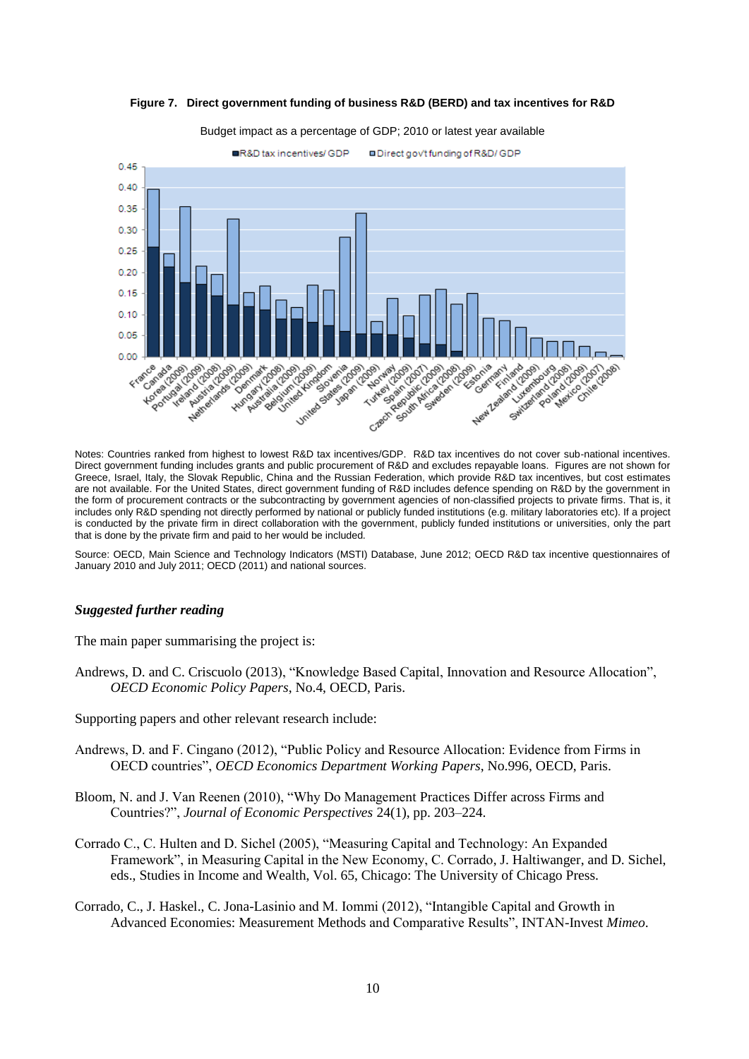**Figure 7. Direct government funding of business R&D (BERD) and tax incentives for R&D**

Budget impact as a percentage of GDP; 2010 or latest year available

Notes: Countries ranked from highest to lowest R&D tax incentives/GDP. R&D tax incentives do not cover sub-national incentives. Direct government funding includes grants and public procurement of R&D and excludes repayable loans. Figures are not shown for Greece, Israel, Italy, the Slovak Republic, China and the Russian Federation, which provide R&D tax incentives, but cost estimates are not available. For the United States, direct government funding of R&D includes defence spending on R&D by the government in the form of procurement contracts or the subcontracting by government agencies of non-classified projects to private firms. That is, it includes only R&D spending not directly performed by national or publicly funded institutions (e.g. military laboratories etc). If a project is conducted by the private firm in direct collaboration with the government, publicly funded institutions or universities, only the part that is done by the private firm and paid to her would be included.

Source: OECD, Main Science and Technology Indicators (MSTI) Database, June 2012; OECD R&D tax incentive questionnaires of January 2010 and July 2011; OECD (2011) and national sources.

### *Suggested further reading*

The main paper summarising the project is:

Andrews, D. and C. Criscuolo (2013), "Knowledge Based Capital, Innovation and Resource Allocation", *OECD Economic Policy Papers*, No.4, OECD, Paris.

Supporting papers and other relevant research include:

Andrews, D. and F. Cingano (2012), "Public Policy and Resource Allocation: Evidence from Firms in OECD countries", *OECD Economics Department Working Papers*, No.996, OECD, Paris.

Bloom, N. and J. Van Reenen (2010), "Why Do Management Practices Differ across Firms and Countries?", *Journal of Economic Perspectives* 24(1), pp. 203–224.

Corrado C., C. Hulten and D. Sichel (2005), "Measuring Capital and Technology: An Expanded Framework", in Measuring Capital in the New Economy, C. Corrado, J. Haltiwanger, and D. Sichel, eds., Studies in Income and Wealth, Vol. 65, Chicago: The University of Chicago Press.

Corrado, C., J. Haskel., C. Jona-Lasinio and M. Iommi (2012), "Intangible Capital and Growth in Advanced Economies: Measurement Methods and Comparative Results", INTAN-Invest *Mimeo*.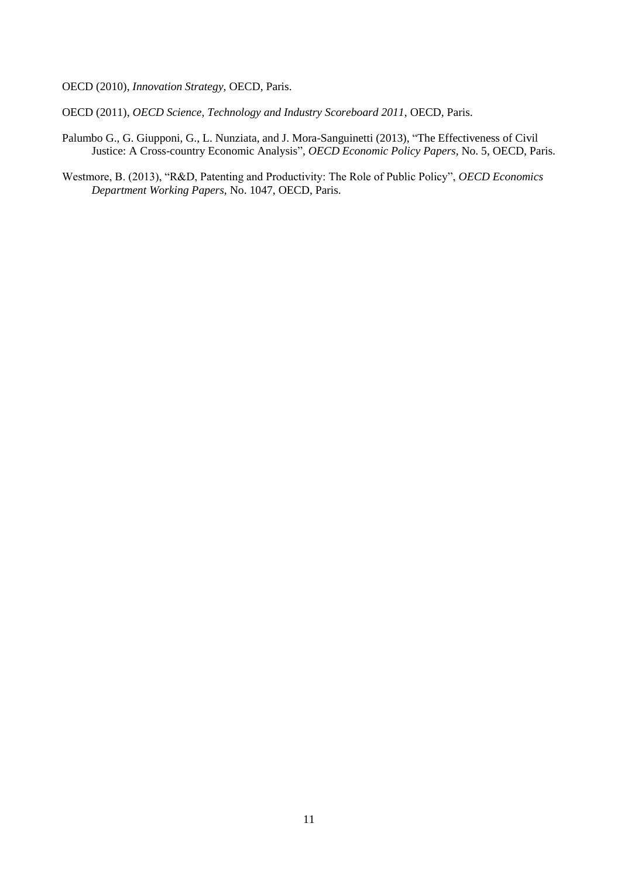OECD (2010), *Innovation Strategy*, OECD, Paris.

OECD (2011), *OECD Science, Technology and Industry Scoreboard 2011*, OECD, Paris.

Palumbo G., G. Giupponi, G., L. Nunziata, and J. Mora-Sanguinetti (2013), "The Effectiveness of Civil Justice: A Cross-country Economic Analysis", *OECD Economic Policy Papers*, No. 5, OECD, Paris.

Westmore, B. (2013), "R&D, Patenting and Productivity: The Role of Public Policy", *OECD Economics Department Working Papers*, No. 1047, OECD, Paris.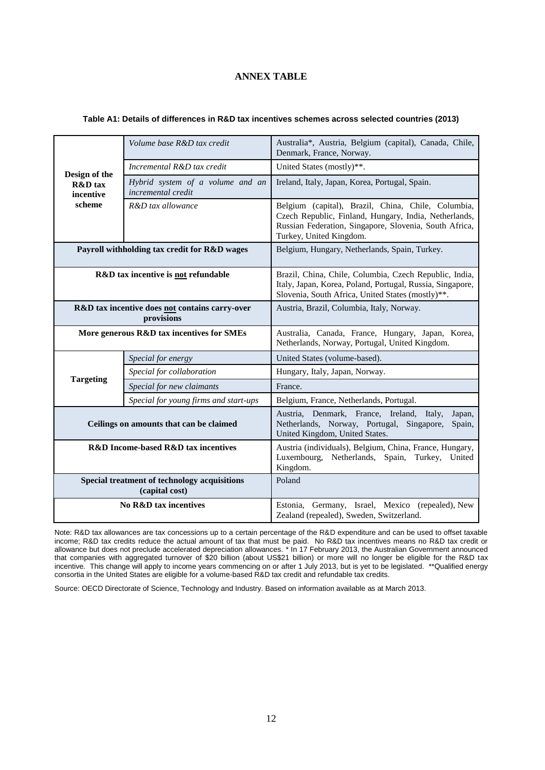## ANNEX TABLE

**Table A1: Details of differences in R&D tax incentives schemes across selected countries (2013)**

| | | |
|---|---|---|
| **Design of the R&D tax incentive scheme** | *Volume base R&D tax credit* | Australia*, Austria, Belgium (capital), Canada, Chile, Denmark, France, Norway. |
| | *Incremental R&D tax credit* | United States (mostly)**. |
| | *Hybrid system of a volume and an incremental credit* | Ireland, Italy, Japan, Korea, Portugal, Spain. |
| | *R&D tax allowance* | Belgium (capital), Brazil, China, Chile, Columbia, Czech Republic, Finland, Hungary, India, Netherlands, Russian Federation, Singapore, Slovenia, South Africa, Turkey, United Kingdom. |
| **Payroll withholding tax credit for R&D wages** | | Belgium, Hungary, Netherlands, Spain, Turkey. |
| **R&D tax incentive is not refundable** | | Brazil, China, Chile, Columbia, Czech Republic, India, Italy, Japan, Korea, Poland, Portugal, Russia, Singapore, Slovenia, South Africa, United States (mostly)**. |
| **R&D tax incentive does not contains carry-over provisions** | | Austria, Brazil, Columbia, Italy, Norway. |
| **More generous R&D tax incentives for SMEs** | | Australia, Canada, France, Hungary, Japan, Korea, Netherlands, Norway, Portugal, United Kingdom. |
| **Targeting** | *Special for energy* | United States (volume-based). |
| | *Special for collaboration* | Hungary, Italy, Japan, Norway. |
| | *Special for new claimants* | France. |
| | *Special for young firms and start-ups* | Belgium, France, Netherlands, Portugal. |
| **Ceilings on amounts that can be claimed** | | Austria, Denmark, France, Ireland, Italy, Japan, Netherlands, Norway, Portugal, Singapore, Spain, United Kingdom, United States. |
| **R&D Income-based R&D tax incentives** | | Austria (individuals), Belgium, China, France, Hungary, Luxembourg, Netherlands, Spain, Turkey, United Kingdom. |
| **Special treatment of technology acquisitions (capital cost)** | | Poland |
| **No R&D tax incentives** | | Estonia, Germany, Israel, Mexico (repealed), New Zealand (repealed), Sweden, Switzerland. |

Note: R&D tax allowances are tax concessions up to a certain percentage of the R&D expenditure and can be used to offset taxable income; R&D tax credits reduce the actual amount of tax that must be paid. No R&D tax incentives means no R&D tax credit or allowance but does not preclude accelerated depreciation allowances. * In 17 February 2013, the Australian Government announced that companies with aggregated turnover of $20 billion (about US$21 billion) or more will no longer be eligible for the R&D tax incentive. This change will apply to income years commencing on or after 1 July 2013, but is yet to be legislated. **Qualified energy consortia in the United States are eligible for a volume-based R&D tax credit and refundable tax credits.

Source: OECD Directorate of Science, Technology and Industry. Based on information available as at March 2013.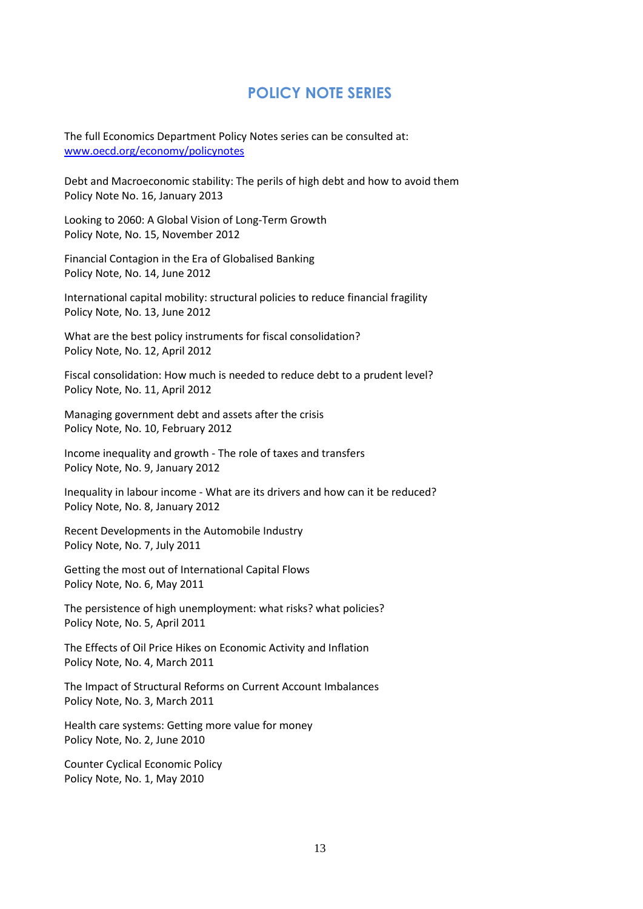## POLICY NOTE SERIES

The full Economics Department Policy Notes series can be consulted at: [www.oecd.org/economy/policynotes](www.oecd.org/economy/policynotes)

Debt and Macroeconomic stability: The perils of high debt and how to avoid them
Policy Note No. 16, January 2013

Looking to 2060: A Global Vision of Long-Term Growth
Policy Note, No. 15, November 2012

Financial Contagion in the Era of Globalised Banking
Policy Note, No. 14, June 2012

International capital mobility: structural policies to reduce financial fragility
Policy Note, No. 13, June 2012

What are the best policy instruments for fiscal consolidation?
Policy Note, No. 12, April 2012

Fiscal consolidation: How much is needed to reduce debt to a prudent level?
Policy Note, No. 11, April 2012

Managing government debt and assets after the crisis
Policy Note, No. 10, February 2012

Income inequality and growth - The role of taxes and transfers
Policy Note, No. 9, January 2012

Inequality in labour income - What are its drivers and how can it be reduced?
Policy Note, No. 8, January 2012

Recent Developments in the Automobile Industry
Policy Note, No. 7, July 2011

Getting the most out of International Capital Flows
Policy Note, No. 6, May 2011

The persistence of high unemployment: what risks? what policies?
Policy Note, No. 5, April 2011

The Effects of Oil Price Hikes on Economic Activity and Inflation
Policy Note, No. 4, March 2011

The Impact of Structural Reforms on Current Account Imbalances
Policy Note, No. 3, March 2011

Health care systems: Getting more value for money
Policy Note, No. 2, June 2010

Counter Cyclical Economic Policy
Policy Note, No. 1, May 2010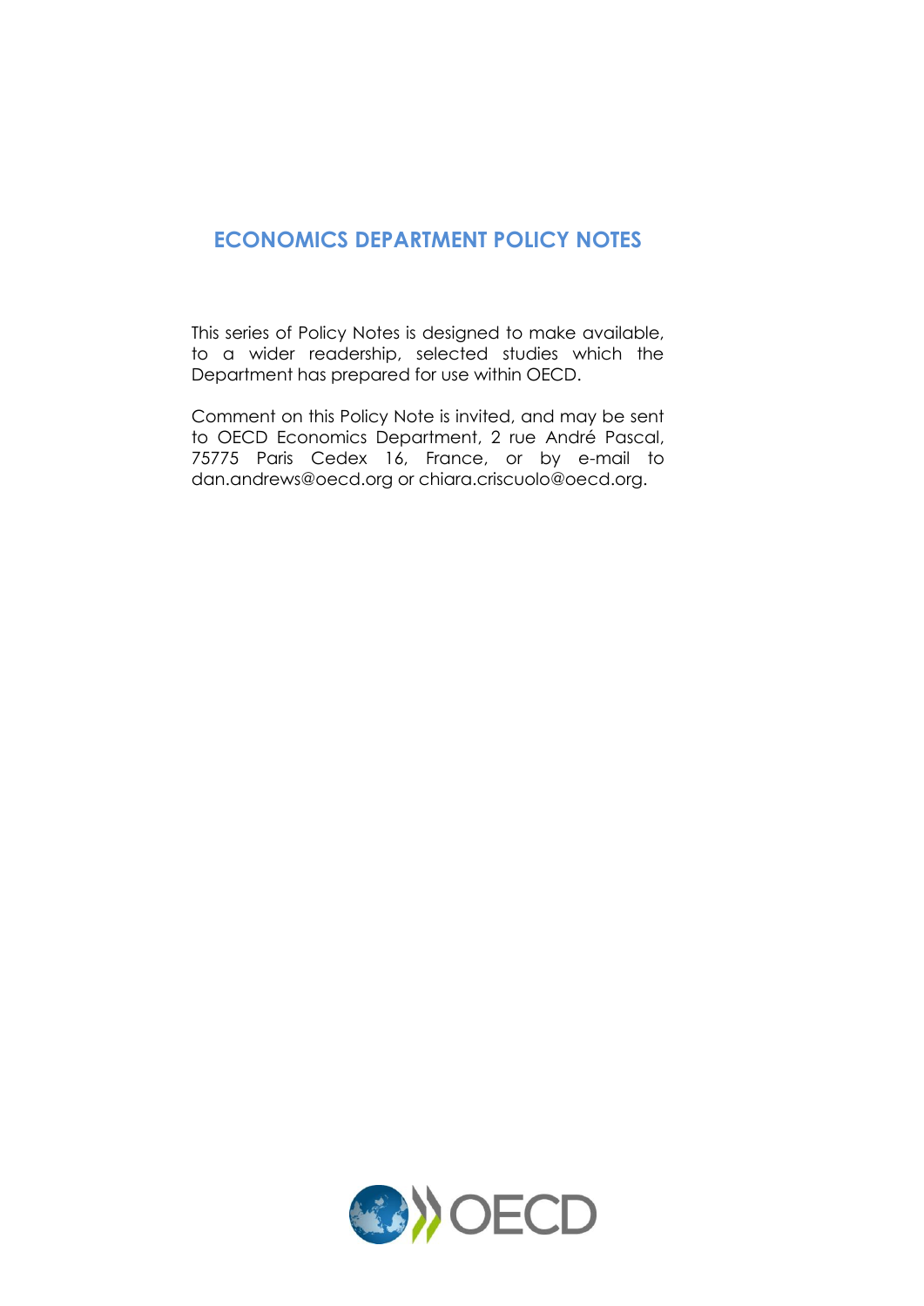## ECONOMICS DEPARTMENT POLICY NOTES

This series of Policy Notes is designed to make available, to a wider readership, selected studies which the Department has prepared for use within OECD.

Comment on this Policy Note is invited, and may be sent to OECD Economics Department, 2 rue André Pascal, 75775 Paris Cedex 16, France, or by e-mail to dan.andrews@oecd.org or chiara.criscuolo@oecd.org.